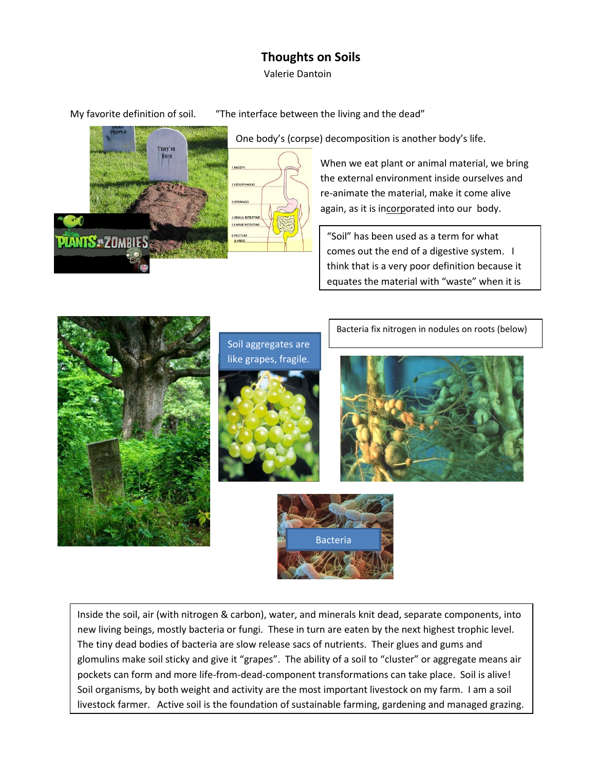# Thoughts on Soils

Valerie Dantoin

My favorite definition of soil. "The interface between the living and the dead"

One body's (corpse) decomposition is another body's life.

When we eat plant or animal material, we bring the external environment inside ourselves and re-animate the material, make it come alive again, as it is incorporated into our body.

"Soil" has been used as a term for what comes out the end of a digestive system. I think that is a very poor definition because it equates the material with "waste" when it is

Soil aggregates are like grapes, fragile.

Bacteria fix nitrogen in nodules on roots (below)

Bacteria

Inside the soil, air (with nitrogen & carbon), water, and minerals knit dead, separate components, into new living beings, mostly bacteria or fungi. These in turn are eaten by the next highest trophic level. The tiny dead bodies of bacteria are slow release sacs of nutrients. Their glues and gums and glomulins make soil sticky and give it "grapes". The ability of a soil to "cluster" or aggregate means air pockets can form and more life-from-dead-component transformations can take place. Soil is alive! Soil organisms, by both weight and activity are the most important livestock on my farm. I am a soil livestock farmer. Active soil is the foundation of sustainable farming, gardening and managed grazing.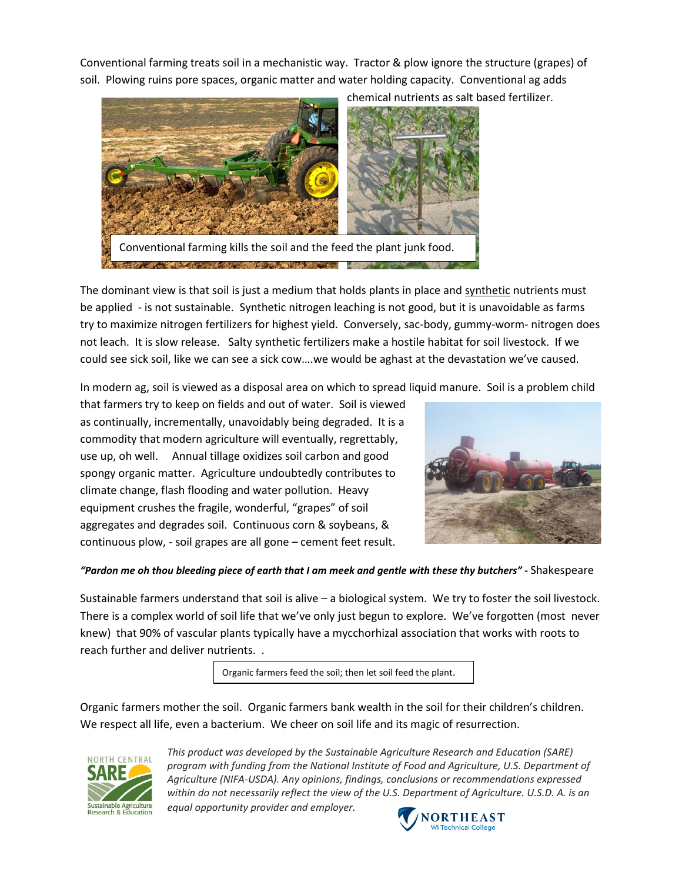Conventional farming treats soil in a mechanistic way. Tractor & plow ignore the structure (grapes) of soil. Plowing ruins pore spaces, organic matter and water holding capacity. Conventional ag adds chemical nutrients as salt based fertilizer.

Conventional farming kills the soil and the feed the plant junk food.

The dominant view is that soil is just a medium that holds plants in place and synthetic nutrients must be applied - is not sustainable. Synthetic nitrogen leaching is not good, but it is unavoidable as farms try to maximize nitrogen fertilizers for highest yield. Conversely, sac-body, gummy-worm- nitrogen does not leach. It is slow release. Salty synthetic fertilizers make a hostile habitat for soil livestock. If we could see sick soil, like we can see a sick cow….we would be aghast at the devastation we've caused.

In modern ag, soil is viewed as a disposal area on which to spread liquid manure. Soil is a problem child that farmers try to keep on fields and out of water. Soil is viewed as continually, incrementally, unavoidably being degraded. It is a commodity that modern agriculture will eventually, regrettably, use up, oh well. Annual tillage oxidizes soil carbon and good spongy organic matter. Agriculture undoubtedly contributes to climate change, flash flooding and water pollution. Heavy equipment crushes the fragile, wonderful, "grapes" of soil aggregates and degrades soil. Continuous corn & soybeans, & continuous plow, - soil grapes are all gone – cement feet result.

***"Pardon me oh thou bleeding piece of earth that I am meek and gentle with these thy butchers"* -** Shakespeare

Sustainable farmers understand that soil is alive – a biological system. We try to foster the soil livestock. There is a complex world of soil life that we've only just begun to explore. We've forgotten (most never knew) that 90% of vascular plants typically have a mycchorhizal association that works with roots to reach further and deliver nutrients. .

Organic farmers feed the soil; then let soil feed the plant.

Organic farmers mother the soil. Organic farmers bank wealth in the soil for their children's children. We respect all life, even a bacterium. We cheer on soil life and its magic of resurrection.

*This product was developed by the Sustainable Agriculture Research and Education (SARE) program with funding from the National Institute of Food and Agriculture, U.S. Department of Agriculture (NIFA-USDA). Any opinions, findings, conclusions or recommendations expressed within do not necessarily reflect the view of the U.S. Department of Agriculture. U.S.D. A. is an equal opportunity provider and employer.*